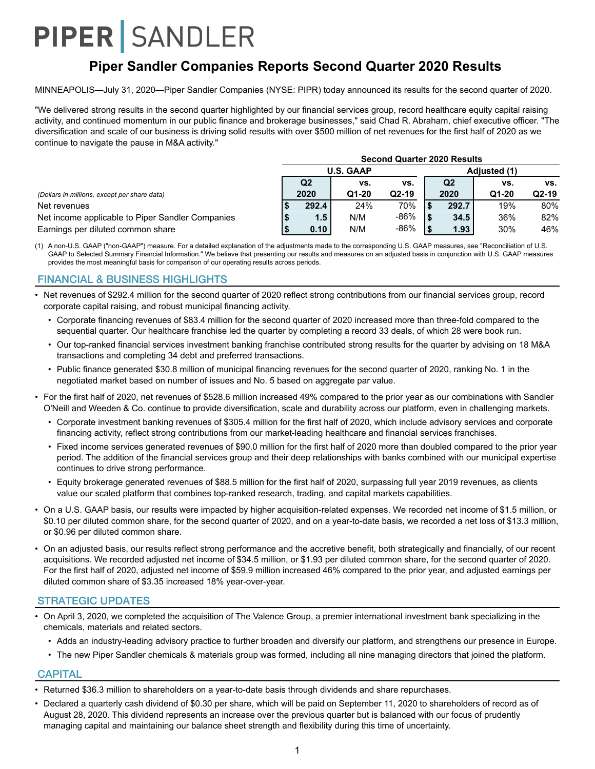# PIPER | SANDLER

## Piper Sandler Companies Reports Second Quarter 2020 Results

MINNEAPOLIS—July 31, 2020—Piper Sandler Companies (NYSE: PIPR) today announced its results for the second quarter of 2020.

"We delivered strong results in the second quarter highlighted by our financial services group, record healthcare equity capital raising activity, and continued momentum in our public finance and brokerage businesses," said Chad R. Abraham, chief executive officer. "The diversification and scale of our business is driving solid results with over $500 million of net revenues for the first half of 2020 as we continue to navigate the pause in M&A activity."

| | **Second Quarter 2020 Results** | | | | | |
|---|---|---|---|---|---|---|
| | **U.S. GAAP** | | | **Adjusted (1)** | | |
| *(Dollars in millions, except per share data)* | **Q2 2020** | **vs. Q1-20** | **vs. Q2-19** | **Q2 2020** | **vs. Q1-20** | **vs. Q2-19** |
| Net revenues | $ 292.4 | 24% | 70% | $ 292.7 | 19% | 80% |
| Net income applicable to Piper Sandler Companies | $ 1.5 | N/M | -86% | $ 34.5 | 36% | 82% |
| Earnings per diluted common share | $ 0.10 | N/M | -86% | $ 1.93 | 30% | 46% |

(1) A non-U.S. GAAP ("non-GAAP") measure. For a detailed explanation of the adjustments made to the corresponding U.S. GAAP measures, see "Reconciliation of U.S. GAAP to Selected Summary Financial Information." We believe that presenting our results and measures on an adjusted basis in conjunction with U.S. GAAP measures provides the most meaningful basis for comparison of our operating results across periods.

### FINANCIAL & BUSINESS HIGHLIGHTS

- Net revenues of $292.4 million for the second quarter of 2020 reflect strong contributions from our financial services group, record corporate capital raising, and robust municipal financing activity.
  - Corporate financing revenues of $83.4 million for the second quarter of 2020 increased more than three-fold compared to the sequential quarter. Our healthcare franchise led the quarter by completing a record 33 deals, of which 28 were book run.
  - Our top-ranked financial services investment banking franchise contributed strong results for the quarter by advising on 18 M&A transactions and completing 34 debt and preferred transactions.
  - Public finance generated $30.8 million of municipal financing revenues for the second quarter of 2020, ranking No. 1 in the negotiated market based on number of issues and No. 5 based on aggregate par value.
- For the first half of 2020, net revenues of $528.6 million increased 49% compared to the prior year as our combinations with Sandler O'Neill and Weeden & Co. continue to provide diversification, scale and durability across our platform, even in challenging markets.
  - Corporate investment banking revenues of $305.4 million for the first half of 2020, which include advisory services and corporate financing activity, reflect strong contributions from our market-leading healthcare and financial services franchises.
  - Fixed income services generated revenues of $90.0 million for the first half of 2020 more than doubled compared to the prior year period. The addition of the financial services group and their deep relationships with banks combined with our municipal expertise continues to drive strong performance.
  - Equity brokerage generated revenues of $88.5 million for the first half of 2020, surpassing full year 2019 revenues, as clients value our scaled platform that combines top-ranked research, trading, and capital markets capabilities.
- On a U.S. GAAP basis, our results were impacted by higher acquisition-related expenses. We recorded net income of $1.5 million, or $0.10 per diluted common share, for the second quarter of 2020, and on a year-to-date basis, we recorded a net loss of $13.3 million, or $0.96 per diluted common share.
- On an adjusted basis, our results reflect strong performance and the accretive benefit, both strategically and financially, of our recent acquisitions. We recorded adjusted net income of $34.5 million, or $1.93 per diluted common share, for the second quarter of 2020. For the first half of 2020, adjusted net income of $59.9 million increased 46% compared to the prior year, and adjusted earnings per diluted common share of $3.35 increased 18% year-over-year.

### STRATEGIC UPDATES

- On April 3, 2020, we completed the acquisition of The Valence Group, a premier international investment bank specializing in the chemicals, materials and related sectors.
  - Adds an industry-leading advisory practice to further broaden and diversify our platform, and strengthens our presence in Europe.
  - The new Piper Sandler chemicals & materials group was formed, including all nine managing directors that joined the platform.

### CAPITAL

- Returned $36.3 million to shareholders on a year-to-date basis through dividends and share repurchases.
- Declared a quarterly cash dividend of $0.30 per share, which will be paid on September 11, 2020 to shareholders of record as of August 28, 2020. This dividend represents an increase over the previous quarter but is balanced with our focus of prudently managing capital and maintaining our balance sheet strength and flexibility during this time of uncertainty.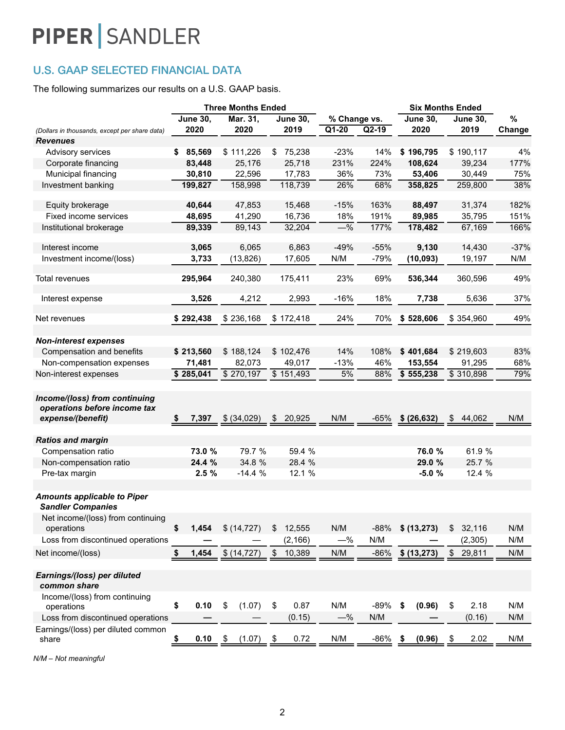PIPER | SANDLER

## U.S. GAAP SELECTED FINANCIAL DATA

The following summarizes our results on a U.S. GAAP basis.

| | Three Months Ended | | | % Change vs. | | Six Months Ended | | |
|---|---|---|---|---|---|---|---|---|
| *(Dollars in thousands, except per share data)* | June 30, 2020 | Mar. 31, 2020 | June 30, 2019 | Q1-20 | Q2-19 | June 30, 2020 | June 30, 2019 | % Change |
| ***Revenues*** | | | | | | | | |
| Advisory services | **$ 85,569** | $ 111,226 | $ 75,238 | -23% | 14% | **$ 196,795** | $ 190,117 | 4% |
| Corporate financing | **83,448** | 25,176 | 25,718 | 231% | 224% | **108,624** | 39,234 | 177% |
| Municipal financing | **30,810** | 22,596 | 17,783 | 36% | 73% | **53,406** | 30,449 | 75% |
| Investment banking | **199,827** | 158,998 | 118,739 | 26% | 68% | **358,825** | 259,800 | 38% |
| Equity brokerage | **40,644** | 47,853 | 15,468 | -15% | 163% | **88,497** | 31,374 | 182% |
| Fixed income services | **48,695** | 41,290 | 16,736 | 18% | 191% | **89,985** | 35,795 | 151% |
| Institutional brokerage | **89,339** | 89,143 | 32,204 | —% | 177% | **178,482** | 67,169 | 166% |
| Interest income | **3,065** | 6,065 | 6,863 | -49% | -55% | **9,130** | 14,430 | -37% |
| Investment income/(loss) | **3,733** | (13,826) | 17,605 | N/M | -79% | **(10,093)** | 19,197 | N/M |
| Total revenues | **295,964** | 240,380 | 175,411 | 23% | 69% | **536,344** | 360,596 | 49% |
| Interest expense | **3,526** | 4,212 | 2,993 | -16% | 18% | **7,738** | 5,636 | 37% |
| Net revenues | **$ 292,438** | $ 236,168 | $ 172,418 | 24% | 70% | **$ 528,606** | $ 354,960 | 49% |
| ***Non-interest expenses*** | | | | | | | | |
| Compensation and benefits | **$ 213,560** | $ 188,124 | $ 102,476 | 14% | 108% | **$ 401,684** | $ 219,603 | 83% |
| Non-compensation expenses | **71,481** | 82,073 | 49,017 | -13% | 46% | **153,554** | 91,295 | 68% |
| Non-interest expenses | **$ 285,041** | $ 270,197 | $ 151,493 | 5% | 88% | **$ 555,238** | $ 310,898 | 79% |
| ***Income/(loss) from continuing operations before income tax expense/(benefit)*** | **$ 7,397** | $ (34,029) | $ 20,925 | N/M | -65% | **$ (26,632)** | $ 44,062 | N/M |
| ***Ratios and margin*** | | | | | | | | |
| Compensation ratio | **73.0 %** | 79.7 % | 59.4 % | | | **76.0 %** | 61.9 % | |
| Non-compensation ratio | **24.4 %** | 34.8 % | 28.4 % | | | **29.0 %** | 25.7 % | |
| Pre-tax margin | **2.5 %** | -14.4 % | 12.1 % | | | **-5.0 %** | 12.4 % | |
| ***Amounts applicable to Piper Sandler Companies*** | | | | | | | | |
| Net income/(loss) from continuing operations | **$ 1,454** | $ (14,727) | $ 12,555 | N/M | -88% | **$ (13,273)** | $ 32,116 | N/M |
| Loss from discontinued operations | **—** | — | (2,166) | —% | N/M | **—** | (2,305) | N/M |
| Net income/(loss) | **$ 1,454** | $ (14,727) | $ 10,389 | N/M | -86% | **$ (13,273)** | $ 29,811 | N/M |
| ***Earnings/(loss) per diluted common share*** | | | | | | | | |
| Income/(loss) from continuing operations | **$ 0.10** | $ (1.07) | $ 0.87 | N/M | -89% | **$ (0.96)** | $ 2.18 | N/M |
| Loss from discontinued operations | **—** | — | (0.15) | —% | N/M | **—** | (0.16) | N/M |
| Earnings/(loss) per diluted common share | **$ 0.10** | $ (1.07) | $ 0.72 | N/M | -86% | **$ (0.96)** | $ 2.02 | N/M |

*N/M – Not meaningful*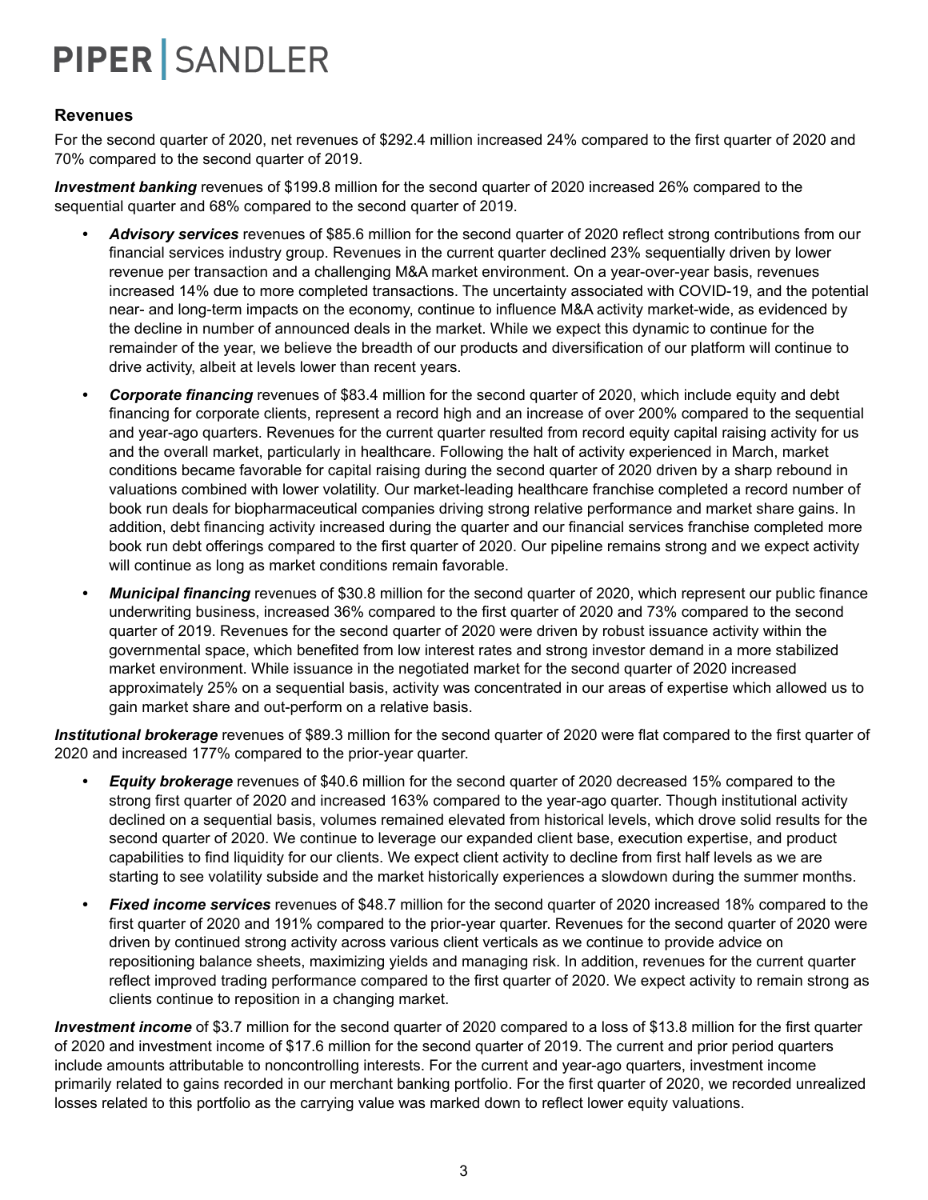## Revenues

For the second quarter of 2020, net revenues of $292.4 million increased 24% compared to the first quarter of 2020 and 70% compared to the second quarter of 2019.

***Investment banking*** revenues of $199.8 million for the second quarter of 2020 increased 26% compared to the sequential quarter and 68% compared to the second quarter of 2019.

- ***Advisory services*** revenues of $85.6 million for the second quarter of 2020 reflect strong contributions from our financial services industry group. Revenues in the current quarter declined 23% sequentially driven by lower revenue per transaction and a challenging M&A market environment. On a year-over-year basis, revenues increased 14% due to more completed transactions. The uncertainty associated with COVID-19, and the potential near- and long-term impacts on the economy, continue to influence M&A activity market-wide, as evidenced by the decline in number of announced deals in the market. While we expect this dynamic to continue for the remainder of the year, we believe the breadth of our products and diversification of our platform will continue to drive activity, albeit at levels lower than recent years.
- ***Corporate financing*** revenues of $83.4 million for the second quarter of 2020, which include equity and debt financing for corporate clients, represent a record high and an increase of over 200% compared to the sequential and year-ago quarters. Revenues for the current quarter resulted from record equity capital raising activity for us and the overall market, particularly in healthcare. Following the halt of activity experienced in March, market conditions became favorable for capital raising during the second quarter of 2020 driven by a sharp rebound in valuations combined with lower volatility. Our market-leading healthcare franchise completed a record number of book run deals for biopharmaceutical companies driving strong relative performance and market share gains. In addition, debt financing activity increased during the quarter and our financial services franchise completed more book run debt offerings compared to the first quarter of 2020. Our pipeline remains strong and we expect activity will continue as long as market conditions remain favorable.
- ***Municipal financing*** revenues of $30.8 million for the second quarter of 2020, which represent our public finance underwriting business, increased 36% compared to the first quarter of 2020 and 73% compared to the second quarter of 2019. Revenues for the second quarter of 2020 were driven by robust issuance activity within the governmental space, which benefited from low interest rates and strong investor demand in a more stabilized market environment. While issuance in the negotiated market for the second quarter of 2020 increased approximately 25% on a sequential basis, activity was concentrated in our areas of expertise which allowed us to gain market share and out-perform on a relative basis.

***Institutional brokerage*** revenues of $89.3 million for the second quarter of 2020 were flat compared to the first quarter of 2020 and increased 177% compared to the prior-year quarter.

- ***Equity brokerage*** revenues of $40.6 million for the second quarter of 2020 decreased 15% compared to the strong first quarter of 2020 and increased 163% compared to the year-ago quarter. Though institutional activity declined on a sequential basis, volumes remained elevated from historical levels, which drove solid results for the second quarter of 2020. We continue to leverage our expanded client base, execution expertise, and product capabilities to find liquidity for our clients. We expect client activity to decline from first half levels as we are starting to see volatility subside and the market historically experiences a slowdown during the summer months.
- ***Fixed income services*** revenues of $48.7 million for the second quarter of 2020 increased 18% compared to the first quarter of 2020 and 191% compared to the prior-year quarter. Revenues for the second quarter of 2020 were driven by continued strong activity across various client verticals as we continue to provide advice on repositioning balance sheets, maximizing yields and managing risk. In addition, revenues for the current quarter reflect improved trading performance compared to the first quarter of 2020. We expect activity to remain strong as clients continue to reposition in a changing market.

***Investment income*** of $3.7 million for the second quarter of 2020 compared to a loss of $13.8 million for the first quarter of 2020 and investment income of $17.6 million for the second quarter of 2019. The current and prior period quarters include amounts attributable to noncontrolling interests. For the current and year-ago quarters, investment income primarily related to gains recorded in our merchant banking portfolio. For the first quarter of 2020, we recorded unrealized losses related to this portfolio as the carrying value was marked down to reflect lower equity valuations.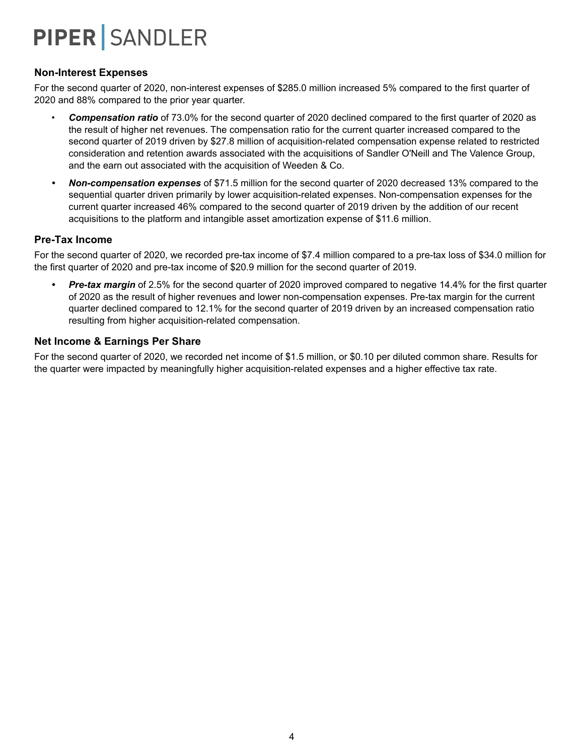## Non-Interest Expenses

For the second quarter of 2020, non-interest expenses of $285.0 million increased 5% compared to the first quarter of 2020 and 88% compared to the prior year quarter.

- ***Compensation ratio*** of 73.0% for the second quarter of 2020 declined compared to the first quarter of 2020 as the result of higher net revenues. The compensation ratio for the current quarter increased compared to the second quarter of 2019 driven by $27.8 million of acquisition-related compensation expense related to restricted consideration and retention awards associated with the acquisitions of Sandler O'Neill and The Valence Group, and the earn out associated with the acquisition of Weeden & Co.
- ***Non-compensation expenses*** of $71.5 million for the second quarter of 2020 decreased 13% compared to the sequential quarter driven primarily by lower acquisition-related expenses. Non-compensation expenses for the current quarter increased 46% compared to the second quarter of 2019 driven by the addition of our recent acquisitions to the platform and intangible asset amortization expense of $11.6 million.

## Pre-Tax Income

For the second quarter of 2020, we recorded pre-tax income of $7.4 million compared to a pre-tax loss of $34.0 million for the first quarter of 2020 and pre-tax income of $20.9 million for the second quarter of 2019.

- ***Pre-tax margin*** of 2.5% for the second quarter of 2020 improved compared to negative 14.4% for the first quarter of 2020 as the result of higher revenues and lower non-compensation expenses. Pre-tax margin for the current quarter declined compared to 12.1% for the second quarter of 2019 driven by an increased compensation ratio resulting from higher acquisition-related compensation.

## Net Income & Earnings Per Share

For the second quarter of 2020, we recorded net income of $1.5 million, or $0.10 per diluted common share. Results for the quarter were impacted by meaningfully higher acquisition-related expenses and a higher effective tax rate.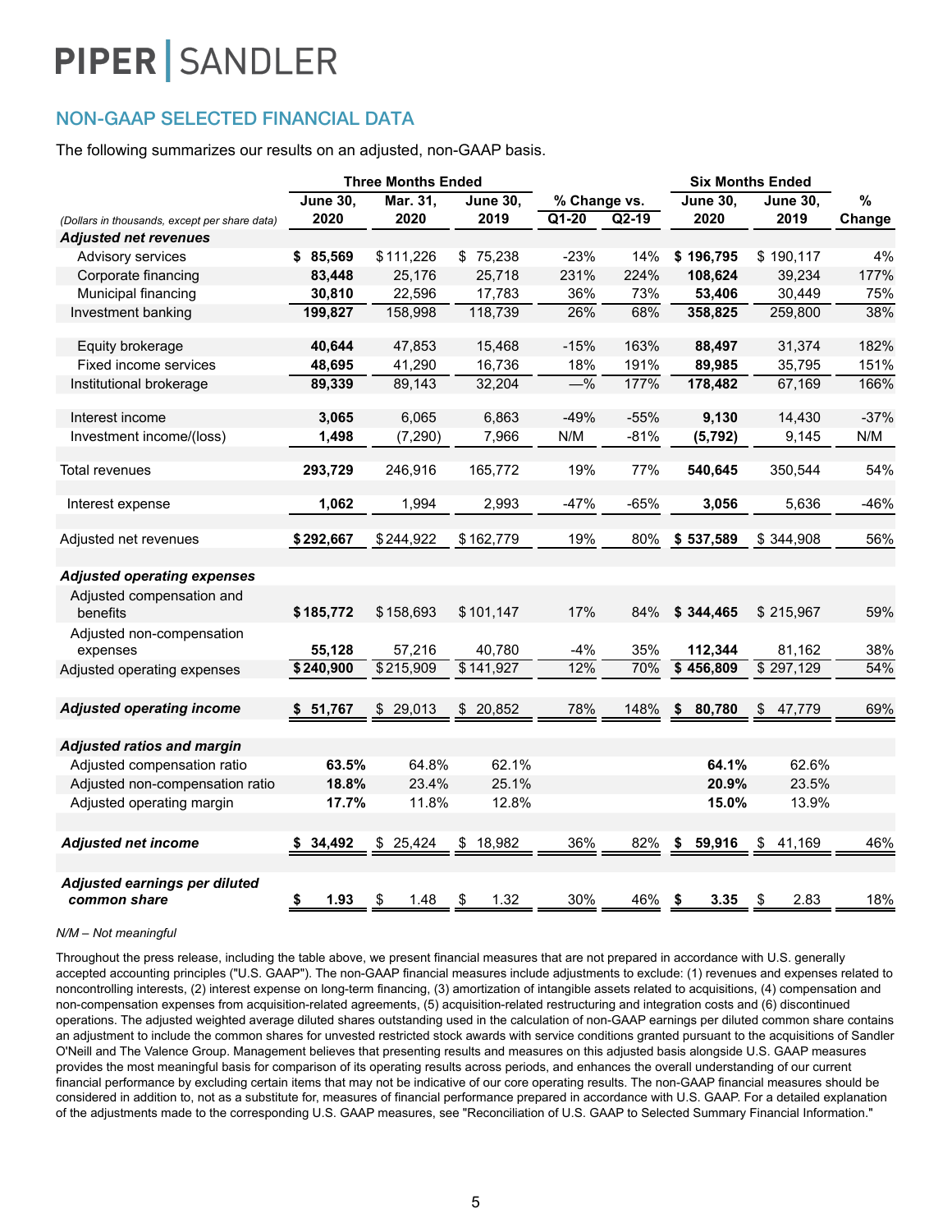PIPER | SANDLER

## NON-GAAP SELECTED FINANCIAL DATA

The following summarizes our results on an adjusted, non-GAAP basis.

| | Three Months Ended | | | % Change vs. | | Six Months Ended | | |
|---|---|---|---|---|---|---|---|---|
| *(Dollars in thousands, except per share data)* | June 30, 2020 | Mar. 31, 2020 | June 30, 2019 | Q1-20 | Q2-19 | June 30, 2020 | June 30, 2019 | % Change |
| ***Adjusted net revenues*** | | | | | | | | |
| Advisory services | **$ 85,569** | $ 111,226 | $ 75,238 | -23% | 14% | **$ 196,795** | $ 190,117 | 4% |
| Corporate financing | **83,448** | 25,176 | 25,718 | 231% | 224% | **108,624** | 39,234 | 177% |
| Municipal financing | **30,810** | 22,596 | 17,783 | 36% | 73% | **53,406** | 30,449 | 75% |
| Investment banking | **199,827** | 158,998 | 118,739 | 26% | 68% | **358,825** | 259,800 | 38% |
| Equity brokerage | **40,644** | 47,853 | 15,468 | -15% | 163% | **88,497** | 31,374 | 182% |
| Fixed income services | **48,695** | 41,290 | 16,736 | 18% | 191% | **89,985** | 35,795 | 151% |
| Institutional brokerage | **89,339** | 89,143 | 32,204 | —% | 177% | **178,482** | 67,169 | 166% |
| Interest income | **3,065** | 6,065 | 6,863 | -49% | -55% | **9,130** | 14,430 | -37% |
| Investment income/(loss) | **1,498** | (7,290) | 7,966 | N/M | -81% | **(5,792)** | 9,145 | N/M |
| Total revenues | **293,729** | 246,916 | 165,772 | 19% | 77% | **540,645** | 350,544 | 54% |
| Interest expense | **1,062** | 1,994 | 2,993 | -47% | -65% | **3,056** | 5,636 | -46% |
| Adjusted net revenues | **$ 292,667** | $ 244,922 | $ 162,779 | 19% | 80% | **$ 537,589** | $ 344,908 | 56% |
| ***Adjusted operating expenses*** | | | | | | | | |
| Adjusted compensation and benefits | **$ 185,772** | $ 158,693 | $ 101,147 | 17% | 84% | **$ 344,465** | $ 215,967 | 59% |
| Adjusted non-compensation expenses | **55,128** | 57,216 | 40,780 | -4% | 35% | **112,344** | 81,162 | 38% |
| Adjusted operating expenses | **$ 240,900** | $ 215,909 | $ 141,927 | 12% | 70% | **$ 456,809** | $ 297,129 | 54% |
| ***Adjusted operating income*** | **$ 51,767** | $ 29,013 | $ 20,852 | 78% | 148% | **$ 80,780** | $ 47,779 | 69% |
| ***Adjusted ratios and margin*** | | | | | | | | |
| Adjusted compensation ratio | **63.5%** | 64.8% | 62.1% | | | **64.1%** | 62.6% | |
| Adjusted non-compensation ratio | **18.8%** | 23.4% | 25.1% | | | **20.9%** | 23.5% | |
| Adjusted operating margin | **17.7%** | 11.8% | 12.8% | | | **15.0%** | 13.9% | |
| ***Adjusted net income*** | **$ 34,492** | $ 25,424 | $ 18,982 | 36% | 82% | **$ 59,916** | $ 41,169 | 46% |
| ***Adjusted earnings per diluted common share*** | **$ 1.93** | $ 1.48 | $ 1.32 | 30% | 46% | **$ 3.35** | $ 2.83 | 18% |

*N/M – Not meaningful*

Throughout the press release, including the table above, we present financial measures that are not prepared in accordance with U.S. generally accepted accounting principles ("U.S. GAAP"). The non-GAAP financial measures include adjustments to exclude: (1) revenues and expenses related to noncontrolling interests, (2) interest expense on long-term financing, (3) amortization of intangible assets related to acquisitions, (4) compensation and non-compensation expenses from acquisition-related agreements, (5) acquisition-related restructuring and integration costs and (6) discontinued operations. The adjusted weighted average diluted shares outstanding used in the calculation of non-GAAP earnings per diluted common share contains an adjustment to include the common shares for unvested restricted stock awards with service conditions granted pursuant to the acquisitions of Sandler O'Neill and The Valence Group. Management believes that presenting results and measures on this adjusted basis alongside U.S. GAAP measures provides the most meaningful basis for comparison of its operating results across periods, and enhances the overall understanding of our current financial performance by excluding certain items that may not be indicative of our core operating results. The non-GAAP financial measures should be considered in addition to, not as a substitute for, measures of financial performance prepared in accordance with U.S. GAAP. For a detailed explanation of the adjustments made to the corresponding U.S. GAAP measures, see "Reconciliation of U.S. GAAP to Selected Summary Financial Information."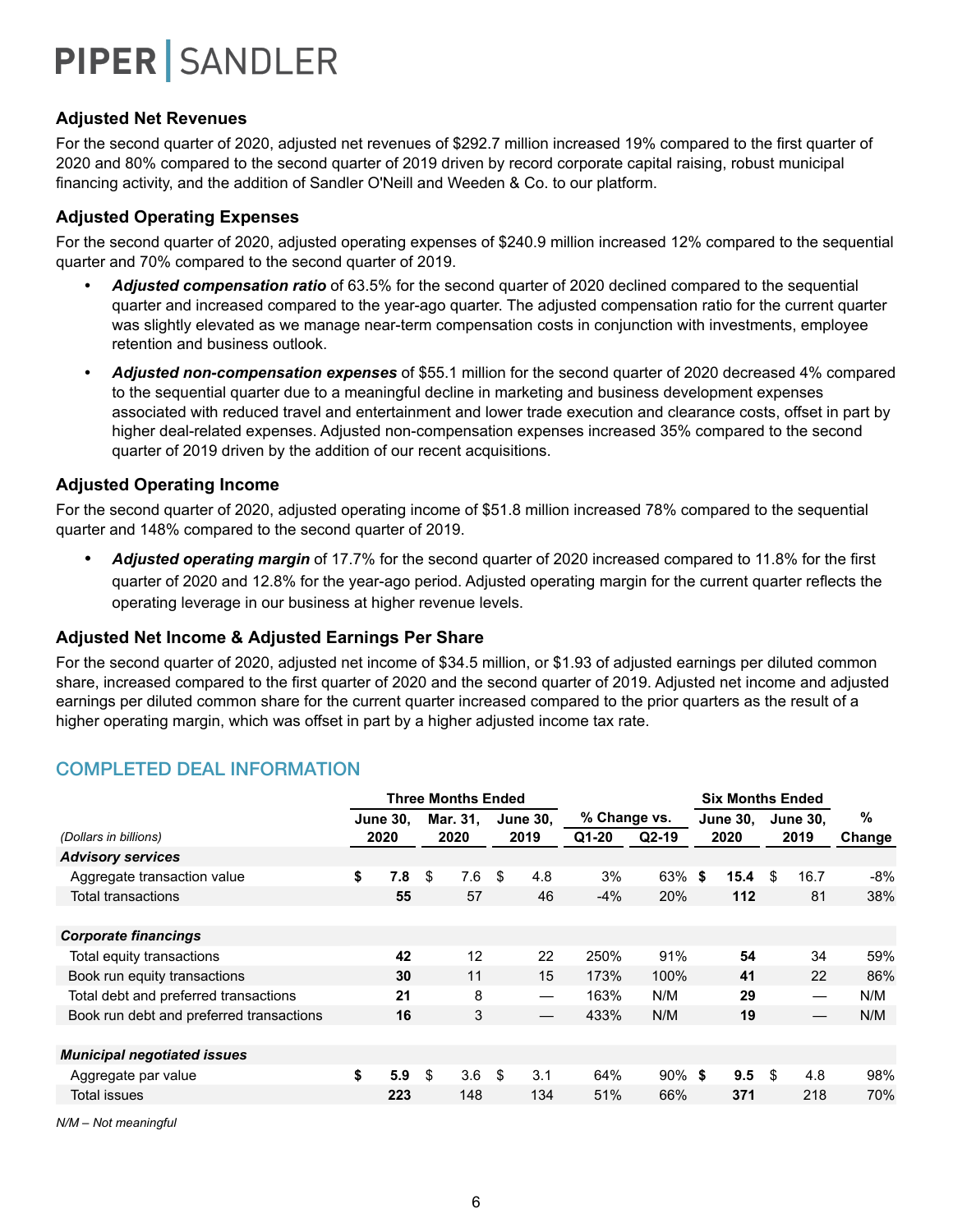PIPER | SANDLER

### Adjusted Net Revenues

For the second quarter of 2020, adjusted net revenues of $292.7 million increased 19% compared to the first quarter of 2020 and 80% compared to the second quarter of 2019 driven by record corporate capital raising, robust municipal financing activity, and the addition of Sandler O'Neill and Weeden & Co. to our platform.

### Adjusted Operating Expenses

For the second quarter of 2020, adjusted operating expenses of $240.9 million increased 12% compared to the sequential quarter and 70% compared to the second quarter of 2019.

- ***Adjusted compensation ratio*** of 63.5% for the second quarter of 2020 declined compared to the sequential quarter and increased compared to the year-ago quarter. The adjusted compensation ratio for the current quarter was slightly elevated as we manage near-term compensation costs in conjunction with investments, employee retention and business outlook.
- ***Adjusted non-compensation expenses*** of $55.1 million for the second quarter of 2020 decreased 4% compared to the sequential quarter due to a meaningful decline in marketing and business development expenses associated with reduced travel and entertainment and lower trade execution and clearance costs, offset in part by higher deal-related expenses. Adjusted non-compensation expenses increased 35% compared to the second quarter of 2019 driven by the addition of our recent acquisitions.

### Adjusted Operating Income

For the second quarter of 2020, adjusted operating income of $51.8 million increased 78% compared to the sequential quarter and 148% compared to the second quarter of 2019.

- ***Adjusted operating margin*** of 17.7% for the second quarter of 2020 increased compared to 11.8% for the first quarter of 2020 and 12.8% for the year-ago period. Adjusted operating margin for the current quarter reflects the operating leverage in our business at higher revenue levels.

### Adjusted Net Income & Adjusted Earnings Per Share

For the second quarter of 2020, adjusted net income of $34.5 million, or $1.93 of adjusted earnings per diluted common share, increased compared to the first quarter of 2020 and the second quarter of 2019. Adjusted net income and adjusted earnings per diluted common share for the current quarter increased compared to the prior quarters as the result of a higher operating margin, which was offset in part by a higher adjusted income tax rate.

## COMPLETED DEAL INFORMATION

| | Three Months Ended | | | % Change vs. | | Six Months Ended | | % |
|---|---|---|---|---|---|---|---|---|
| *(Dollars in billions)* | June 30, 2020 | Mar. 31, 2020 | June 30, 2019 | Q1-20 | Q2-19 | June 30, 2020 | June 30, 2019 | Change |
| ***Advisory services*** | | | | | | | | |
| Aggregate transaction value | **$ 7.8** | $ 7.6 | $ 4.8 | 3% | 63% | **$ 15.4** | $ 16.7 | -8% |
| Total transactions | **55** | 57 | 46 | -4% | 20% | **112** | 81 | 38% |
| ***Corporate financings*** | | | | | | | | |
| Total equity transactions | **42** | 12 | 22 | 250% | 91% | **54** | 34 | 59% |
| Book run equity transactions | **30** | 11 | 15 | 173% | 100% | **41** | 22 | 86% |
| Total debt and preferred transactions | **21** | 8 | — | 163% | N/M | **29** | — | N/M |
| Book run debt and preferred transactions | **16** | 3 | — | 433% | N/M | **19** | — | N/M |
| ***Municipal negotiated issues*** | | | | | | | | |
| Aggregate par value | **$ 5.9** | $ 3.6 | $ 3.1 | 64% | 90% | **$ 9.5** | $ 4.8 | 98% |
| Total issues | **223** | 148 | 134 | 51% | 66% | **371** | 218 | 70% |

*N/M – Not meaningful*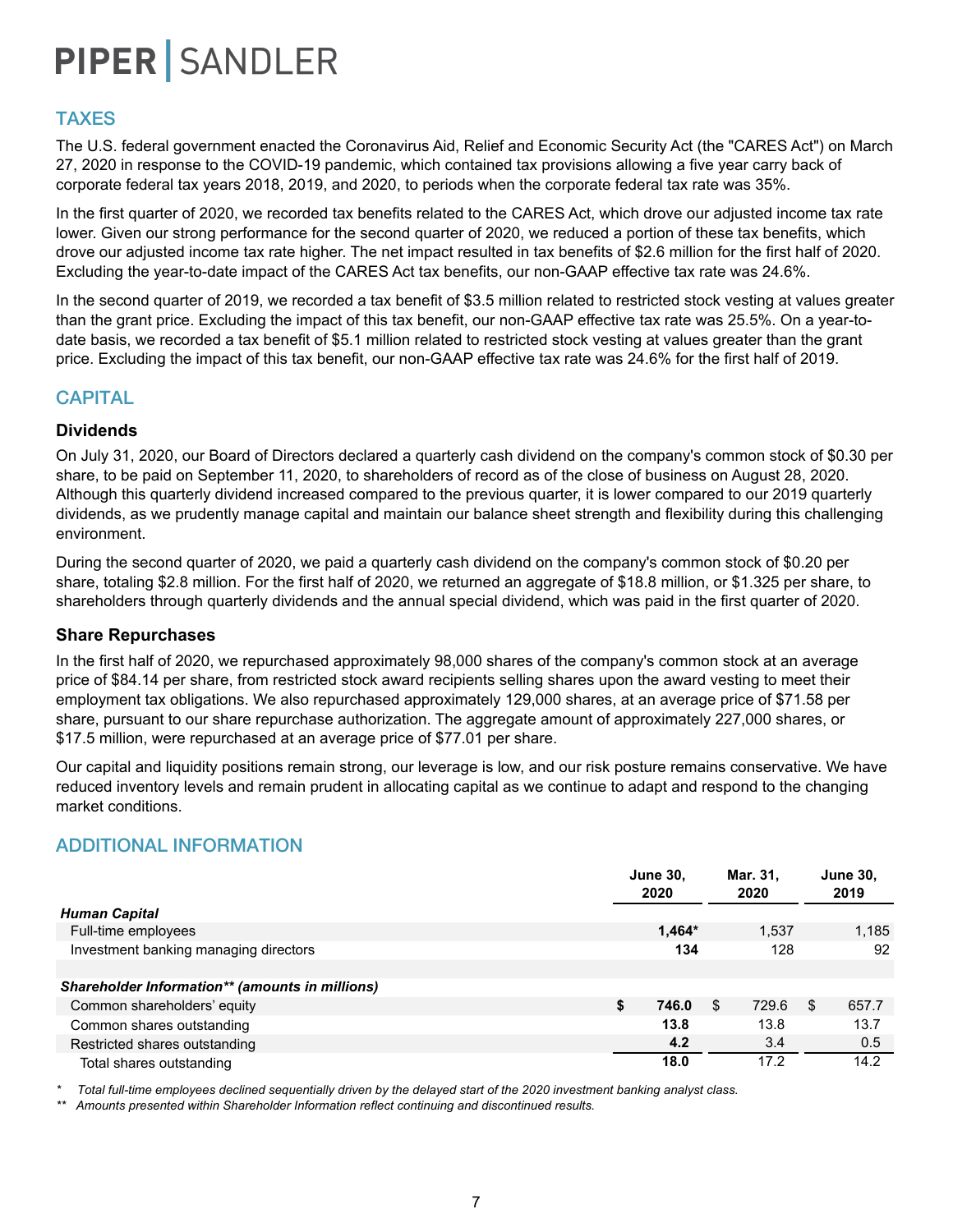## TAXES

The U.S. federal government enacted the Coronavirus Aid, Relief and Economic Security Act (the "CARES Act") on March 27, 2020 in response to the COVID-19 pandemic, which contained tax provisions allowing a five year carry back of corporate federal tax years 2018, 2019, and 2020, to periods when the corporate federal tax rate was 35%.

In the first quarter of 2020, we recorded tax benefits related to the CARES Act, which drove our adjusted income tax rate lower. Given our strong performance for the second quarter of 2020, we reduced a portion of these tax benefits, which drove our adjusted income tax rate higher. The net impact resulted in tax benefits of $2.6 million for the first half of 2020. Excluding the year-to-date impact of the CARES Act tax benefits, our non-GAAP effective tax rate was 24.6%.

In the second quarter of 2019, we recorded a tax benefit of $3.5 million related to restricted stock vesting at values greater than the grant price. Excluding the impact of this tax benefit, our non-GAAP effective tax rate was 25.5%. On a year-to-date basis, we recorded a tax benefit of $5.1 million related to restricted stock vesting at values greater than the grant price. Excluding the impact of this tax benefit, our non-GAAP effective tax rate was 24.6% for the first half of 2019.

## CAPITAL

### Dividends

On July 31, 2020, our Board of Directors declared a quarterly cash dividend on the company's common stock of $0.30 per share, to be paid on September 11, 2020, to shareholders of record as of the close of business on August 28, 2020. Although this quarterly dividend increased compared to the previous quarter, it is lower compared to our 2019 quarterly dividends, as we prudently manage capital and maintain our balance sheet strength and flexibility during this challenging environment.

During the second quarter of 2020, we paid a quarterly cash dividend on the company's common stock of $0.20 per share, totaling $2.8 million. For the first half of 2020, we returned an aggregate of $18.8 million, or $1.325 per share, to shareholders through quarterly dividends and the annual special dividend, which was paid in the first quarter of 2020.

### Share Repurchases

In the first half of 2020, we repurchased approximately 98,000 shares of the company's common stock at an average price of $84.14 per share, from restricted stock award recipients selling shares upon the award vesting to meet their employment tax obligations. We also repurchased approximately 129,000 shares, at an average price of $71.58 per share, pursuant to our share repurchase authorization. The aggregate amount of approximately 227,000 shares, or $17.5 million, were repurchased at an average price of $77.01 per share.

Our capital and liquidity positions remain strong, our leverage is low, and our risk posture remains conservative. We have reduced inventory levels and remain prudent in allocating capital as we continue to adapt and respond to the changing market conditions.

## ADDITIONAL INFORMATION

| | June 30, 2020 | Mar. 31, 2020 | June 30, 2019 |
|---|---|---|---|
| ***Human Capital*** | | | |
| Full-time employees | **1,464*** | 1,537 | 1,185 |
| Investment banking managing directors | **134** | 128 | 92 |
| | | | |
| ***Shareholder Information\*\* (amounts in millions)*** | | | |
| Common shareholders' equity | **$ 746.0** | $ 729.6 | $ 657.7 |
| Common shares outstanding | **13.8** | 13.8 | 13.7 |
| Restricted shares outstanding | **4.2** | 3.4 | 0.5 |
| Total shares outstanding | **18.0** | 17.2 | 14.2 |

\* *Total full-time employees declined sequentially driven by the delayed start of the 2020 investment banking analyst class.*

\*\* *Amounts presented within Shareholder Information reflect continuing and discontinued results.*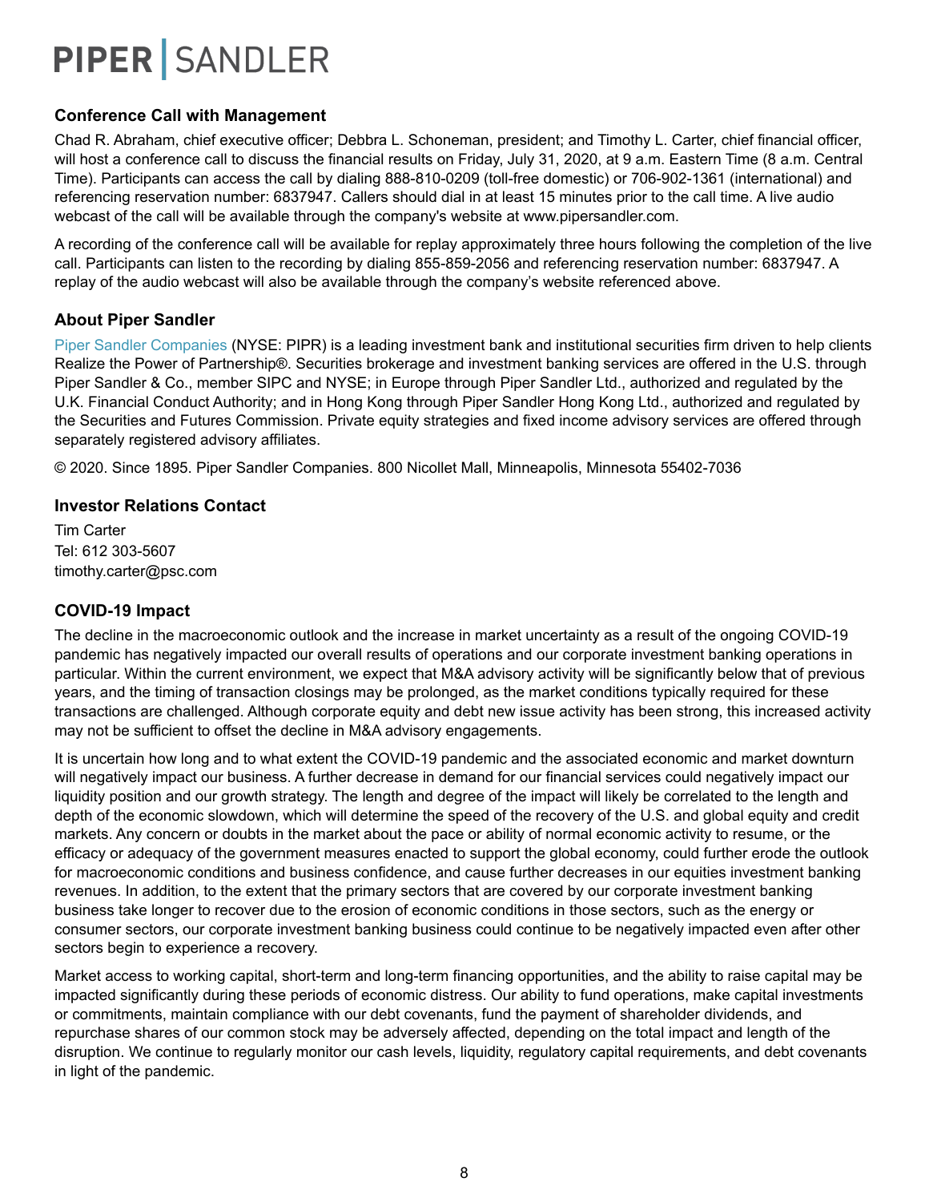## Conference Call with Management

Chad R. Abraham, chief executive officer; Debbra L. Schoneman, president; and Timothy L. Carter, chief financial officer, will host a conference call to discuss the financial results on Friday, July 31, 2020, at 9 a.m. Eastern Time (8 a.m. Central Time). Participants can access the call by dialing 888-810-0209 (toll-free domestic) or 706-902-1361 (international) and referencing reservation number: 6837947. Callers should dial in at least 15 minutes prior to the call time. A live audio webcast of the call will be available through the company's website at www.pipersandler.com.

A recording of the conference call will be available for replay approximately three hours following the completion of the live call. Participants can listen to the recording by dialing 855-859-2056 and referencing reservation number: 6837947. A replay of the audio webcast will also be available through the company's website referenced above.

## About Piper Sandler

Piper Sandler Companies (NYSE: PIPR) is a leading investment bank and institutional securities firm driven to help clients Realize the Power of Partnership®. Securities brokerage and investment banking services are offered in the U.S. through Piper Sandler & Co., member SIPC and NYSE; in Europe through Piper Sandler Ltd., authorized and regulated by the U.K. Financial Conduct Authority; and in Hong Kong through Piper Sandler Hong Kong Ltd., authorized and regulated by the Securities and Futures Commission. Private equity strategies and fixed income advisory services are offered through separately registered advisory affiliates.

© 2020. Since 1895. Piper Sandler Companies. 800 Nicollet Mall, Minneapolis, Minnesota 55402-7036

## Investor Relations Contact

Tim Carter
Tel: 612 303-5607
timothy.carter@psc.com

## COVID-19 Impact

The decline in the macroeconomic outlook and the increase in market uncertainty as a result of the ongoing COVID-19 pandemic has negatively impacted our overall results of operations and our corporate investment banking operations in particular. Within the current environment, we expect that M&A advisory activity will be significantly below that of previous years, and the timing of transaction closings may be prolonged, as the market conditions typically required for these transactions are challenged. Although corporate equity and debt new issue activity has been strong, this increased activity may not be sufficient to offset the decline in M&A advisory engagements.

It is uncertain how long and to what extent the COVID-19 pandemic and the associated economic and market downturn will negatively impact our business. A further decrease in demand for our financial services could negatively impact our liquidity position and our growth strategy. The length and degree of the impact will likely be correlated to the length and depth of the economic slowdown, which will determine the speed of the recovery of the U.S. and global equity and credit markets. Any concern or doubts in the market about the pace or ability of normal economic activity to resume, or the efficacy or adequacy of the government measures enacted to support the global economy, could further erode the outlook for macroeconomic conditions and business confidence, and cause further decreases in our equities investment banking revenues. In addition, to the extent that the primary sectors that are covered by our corporate investment banking business take longer to recover due to the erosion of economic conditions in those sectors, such as the energy or consumer sectors, our corporate investment banking business could continue to be negatively impacted even after other sectors begin to experience a recovery.

Market access to working capital, short-term and long-term financing opportunities, and the ability to raise capital may be impacted significantly during these periods of economic distress. Our ability to fund operations, make capital investments or commitments, maintain compliance with our debt covenants, fund the payment of shareholder dividends, and repurchase shares of our common stock may be adversely affected, depending on the total impact and length of the disruption. We continue to regularly monitor our cash levels, liquidity, regulatory capital requirements, and debt covenants in light of the pandemic.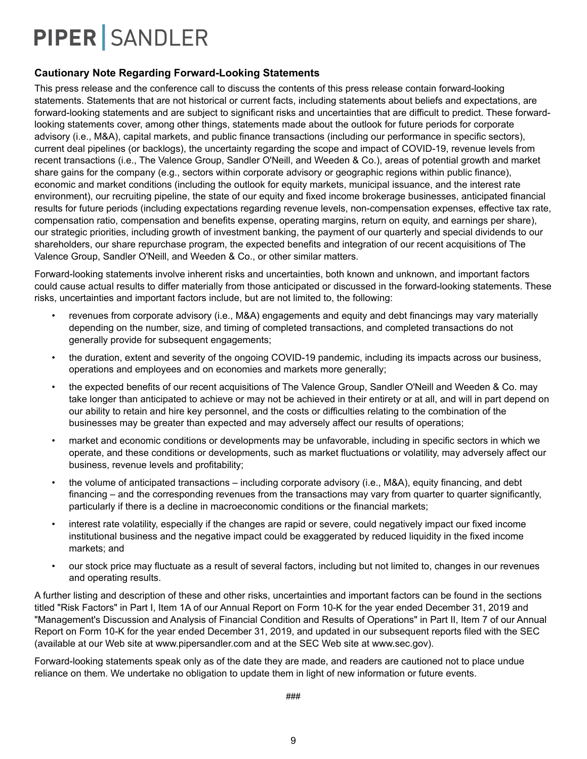## Cautionary Note Regarding Forward-Looking Statements

This press release and the conference call to discuss the contents of this press release contain forward-looking statements. Statements that are not historical or current facts, including statements about beliefs and expectations, are forward-looking statements and are subject to significant risks and uncertainties that are difficult to predict. These forward-looking statements cover, among other things, statements made about the outlook for future periods for corporate advisory (i.e., M&A), capital markets, and public finance transactions (including our performance in specific sectors), current deal pipelines (or backlogs), the uncertainty regarding the scope and impact of COVID-19, revenue levels from recent transactions (i.e., The Valence Group, Sandler O'Neill, and Weeden & Co.), areas of potential growth and market share gains for the company (e.g., sectors within corporate advisory or geographic regions within public finance), economic and market conditions (including the outlook for equity markets, municipal issuance, and the interest rate environment), our recruiting pipeline, the state of our equity and fixed income brokerage businesses, anticipated financial results for future periods (including expectations regarding revenue levels, non-compensation expenses, effective tax rate, compensation ratio, compensation and benefits expense, operating margins, return on equity, and earnings per share), our strategic priorities, including growth of investment banking, the payment of our quarterly and special dividends to our shareholders, our share repurchase program, the expected benefits and integration of our recent acquisitions of The Valence Group, Sandler O'Neill, and Weeden & Co., or other similar matters.

Forward-looking statements involve inherent risks and uncertainties, both known and unknown, and important factors could cause actual results to differ materially from those anticipated or discussed in the forward-looking statements. These risks, uncertainties and important factors include, but are not limited to, the following:

- revenues from corporate advisory (i.e., M&A) engagements and equity and debt financings may vary materially depending on the number, size, and timing of completed transactions, and completed transactions do not generally provide for subsequent engagements;
- the duration, extent and severity of the ongoing COVID-19 pandemic, including its impacts across our business, operations and employees and on economies and markets more generally;
- the expected benefits of our recent acquisitions of The Valence Group, Sandler O'Neill and Weeden & Co. may take longer than anticipated to achieve or may not be achieved in their entirety or at all, and will in part depend on our ability to retain and hire key personnel, and the costs or difficulties relating to the combination of the businesses may be greater than expected and may adversely affect our results of operations;
- market and economic conditions or developments may be unfavorable, including in specific sectors in which we operate, and these conditions or developments, such as market fluctuations or volatility, may adversely affect our business, revenue levels and profitability;
- the volume of anticipated transactions – including corporate advisory (i.e., M&A), equity financing, and debt financing – and the corresponding revenues from the transactions may vary from quarter to quarter significantly, particularly if there is a decline in macroeconomic conditions or the financial markets;
- interest rate volatility, especially if the changes are rapid or severe, could negatively impact our fixed income institutional business and the negative impact could be exaggerated by reduced liquidity in the fixed income markets; and
- our stock price may fluctuate as a result of several factors, including but not limited to, changes in our revenues and operating results.

A further listing and description of these and other risks, uncertainties and important factors can be found in the sections titled "Risk Factors" in Part I, Item 1A of our Annual Report on Form 10-K for the year ended December 31, 2019 and "Management's Discussion and Analysis of Financial Condition and Results of Operations" in Part II, Item 7 of our Annual Report on Form 10-K for the year ended December 31, 2019, and updated in our subsequent reports filed with the SEC (available at our Web site at www.pipersandler.com and at the SEC Web site at www.sec.gov).

Forward-looking statements speak only as of the date they are made, and readers are cautioned not to place undue reliance on them. We undertake no obligation to update them in light of new information or future events.

###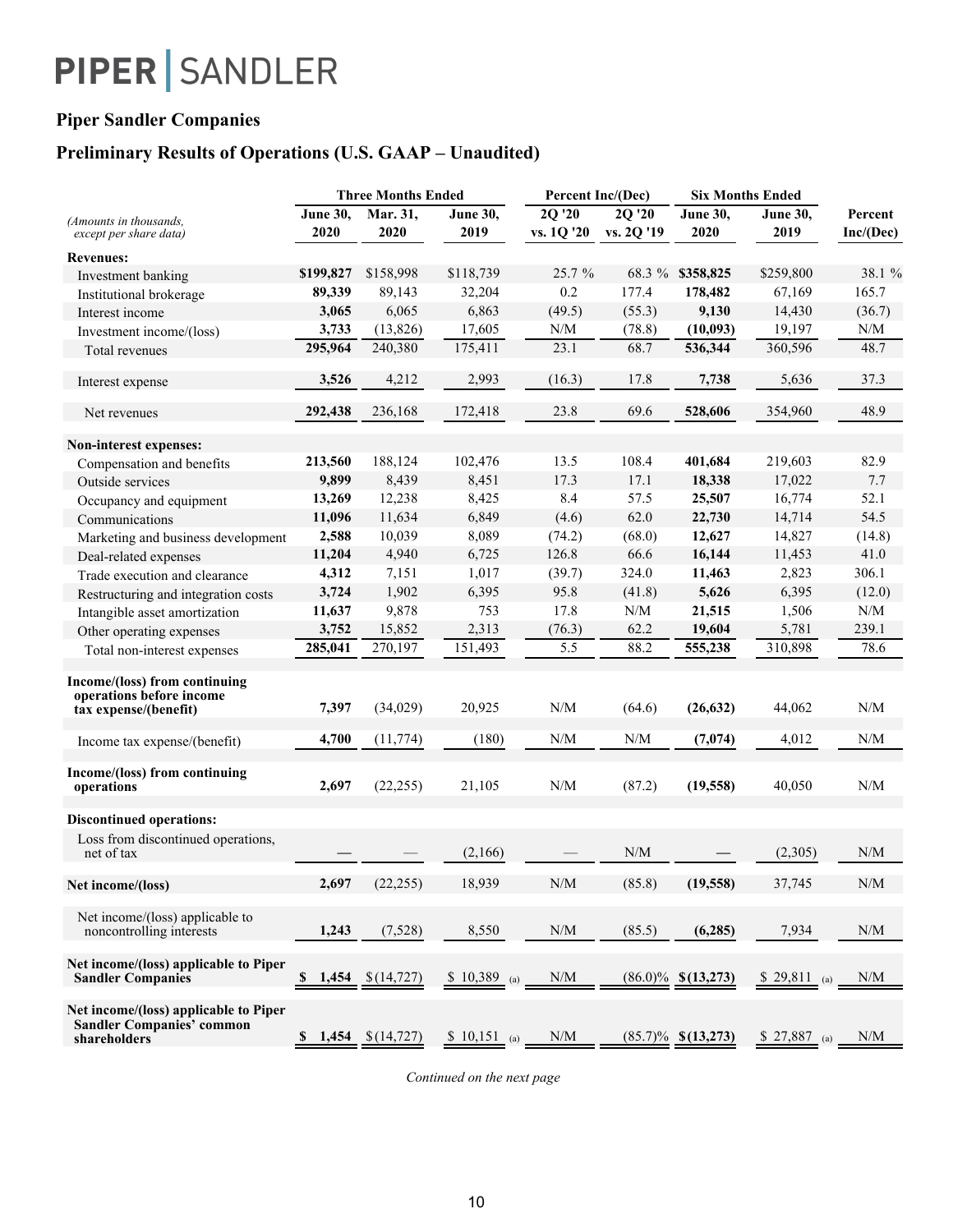PIPER | SANDLER

## Piper Sandler Companies

## Preliminary Results of Operations (U.S. GAAP – Unaudited)

| *(Amounts in thousands, except per share data)* | Three Months Ended | | | Percent Inc/(Dec) | | Six Months Ended | | Percent Inc/(Dec) |
|---|---|---|---|---|---|---|---|---|
| | June 30, 2020 | Mar. 31, 2020 | June 30, 2019 | 2Q '20 vs. 1Q '20 | 2Q '20 vs. 2Q '19 | June 30, 2020 | June 30, 2019 | |
| **Revenues:** | | | | | | | | |
| Investment banking | **$199,827** | $158,998 | $118,739 | 25.7 % | 68.3 % | **$358,825** | $259,800 | 38.1 % |
| Institutional brokerage | **89,339** | 89,143 | 32,204 | 0.2 | 177.4 | **178,482** | 67,169 | 165.7 |
| Interest income | **3,065** | 6,065 | 6,863 | (49.5) | (55.3) | **9,130** | 14,430 | (36.7) |
| Investment income/(loss) | **3,733** | (13,826) | 17,605 | N/M | (78.8) | **(10,093)** | 19,197 | N/M |
| Total revenues | **295,964** | 240,380 | 175,411 | 23.1 | 68.7 | **536,344** | 360,596 | 48.7 |
| Interest expense | **3,526** | 4,212 | 2,993 | (16.3) | 17.8 | **7,738** | 5,636 | 37.3 |
| Net revenues | **292,438** | 236,168 | 172,418 | 23.8 | 69.6 | **528,606** | 354,960 | 48.9 |
| **Non-interest expenses:** | | | | | | | | |
| Compensation and benefits | **213,560** | 188,124 | 102,476 | 13.5 | 108.4 | **401,684** | 219,603 | 82.9 |
| Outside services | **9,899** | 8,439 | 8,451 | 17.3 | 17.1 | **18,338** | 17,022 | 7.7 |
| Occupancy and equipment | **13,269** | 12,238 | 8,425 | 8.4 | 57.5 | **25,507** | 16,774 | 52.1 |
| Communications | **11,096** | 11,634 | 6,849 | (4.6) | 62.0 | **22,730** | 14,714 | 54.5 |
| Marketing and business development | **2,588** | 10,039 | 8,089 | (74.2) | (68.0) | **12,627** | 14,827 | (14.8) |
| Deal-related expenses | **11,204** | 4,940 | 6,725 | 126.8 | 66.6 | **16,144** | 11,453 | 41.0 |
| Trade execution and clearance | **4,312** | 7,151 | 1,017 | (39.7) | 324.0 | **11,463** | 2,823 | 306.1 |
| Restructuring and integration costs | **3,724** | 1,902 | 6,395 | 95.8 | (41.8) | **5,626** | 6,395 | (12.0) |
| Intangible asset amortization | **11,637** | 9,878 | 753 | 17.8 | N/M | **21,515** | 1,506 | N/M |
| Other operating expenses | **3,752** | 15,852 | 2,313 | (76.3) | 62.2 | **19,604** | 5,781 | 239.1 |
| Total non-interest expenses | **285,041** | 270,197 | 151,493 | 5.5 | 88.2 | **555,238** | 310,898 | 78.6 |
| **Income/(loss) from continuing operations before income tax expense/(benefit)** | **7,397** | (34,029) | 20,925 | N/M | (64.6) | **(26,632)** | 44,062 | N/M |
| Income tax expense/(benefit) | **4,700** | (11,774) | (180) | N/M | N/M | **(7,074)** | 4,012 | N/M |
| **Income/(loss) from continuing operations** | **2,697** | (22,255) | 21,105 | N/M | (87.2) | **(19,558)** | 40,050 | N/M |
| **Discontinued operations:** | | | | | | | | |
| Loss from discontinued operations, net of tax | **—** | — | (2,166) | — | N/M | **—** | (2,305) | N/M |
| **Net income/(loss)** | **2,697** | (22,255) | 18,939 | N/M | (85.8) | **(19,558)** | 37,745 | N/M |
| Net income/(loss) applicable to noncontrolling interests | **1,243** | (7,528) | 8,550 | N/M | (85.5) | **(6,285)** | 7,934 | N/M |
| **Net income/(loss) applicable to Piper Sandler Companies** | **$ 1,454** | $ (14,727) | $ 10,389 (a) | N/M | (86.0)% | **$ (13,273)** | $ 29,811 (a) | N/M |
| **Net income/(loss) applicable to Piper Sandler Companies' common shareholders** | **$ 1,454** | $ (14,727) | $ 10,151 (a) | N/M | (85.7)% | **$ (13,273)** | $ 27,887 (a) | N/M |

*Continued on the next page*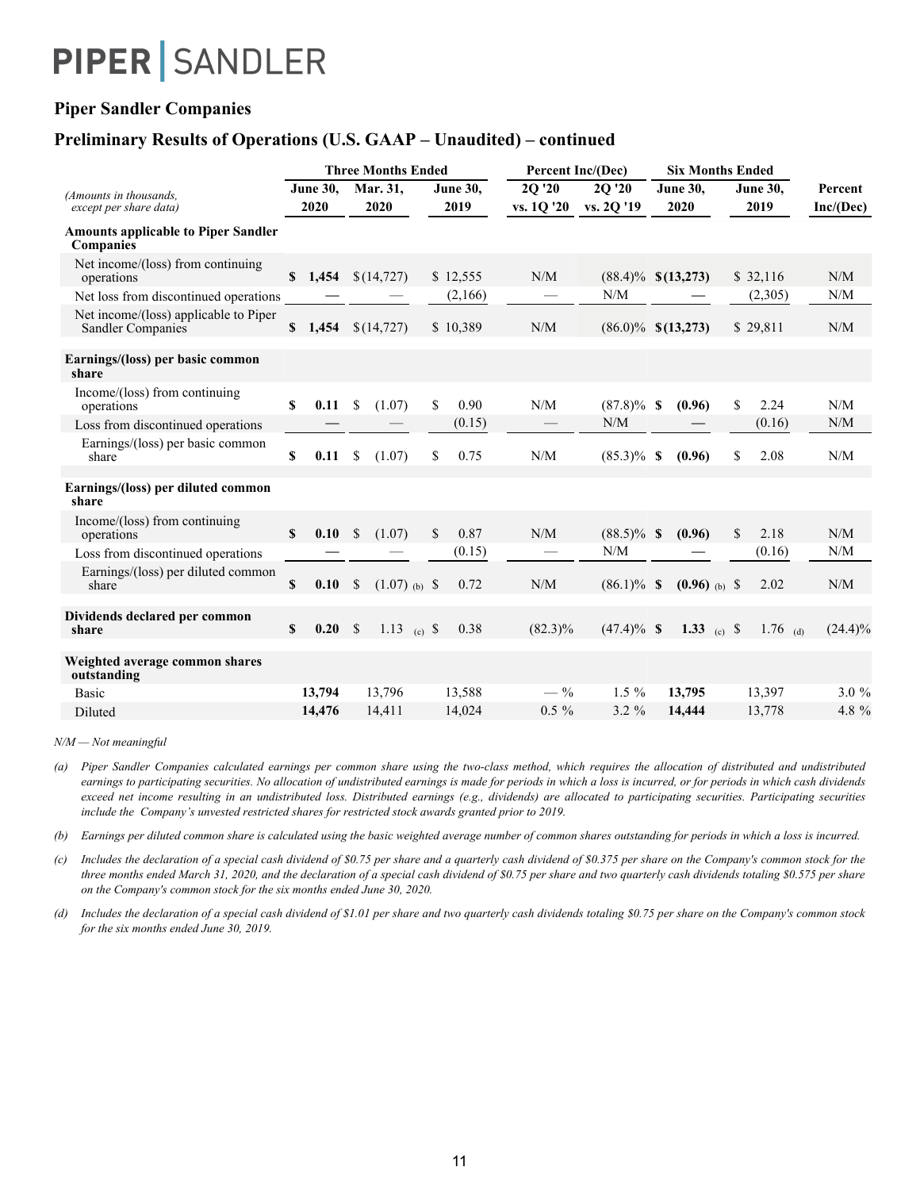# Piper Sandler Companies

## Preliminary Results of Operations (U.S. GAAP – Unaudited) – continued

| *(Amounts in thousands, except per share data)* | Three Months Ended June 30, 2020 | Three Months Ended Mar. 31, 2020 | Three Months Ended June 30, 2019 | Percent Inc/(Dec) 2Q '20 vs. 1Q '20 | Percent Inc/(Dec) 2Q '20 vs. 2Q '19 | Six Months Ended June 30, 2020 | Six Months Ended June 30, 2019 | Percent Inc/(Dec) |
|---|---|---|---|---|---|---|---|---|
| **Amounts applicable to Piper Sandler Companies** | | | | | | | | |
| Net income/(loss) from continuing operations | **$ 1,454** | $ (14,727) | $ 12,555 | N/M | (88.4)% | **$ (13,273)** | $ 32,116 | N/M |
| Net loss from discontinued operations | **—** | — | (2,166) | — | N/M | **—** | (2,305) | N/M |
| Net income/(loss) applicable to Piper Sandler Companies | **$ 1,454** | $ (14,727) | $ 10,389 | N/M | (86.0)% | **$ (13,273)** | $ 29,811 | N/M |
| **Earnings/(loss) per basic common share** | | | | | | | | |
| Income/(loss) from continuing operations | **$ 0.11** | $ (1.07) | $ 0.90 | N/M | (87.8)% | **$ (0.96)** | $ 2.24 | N/M |
| Loss from discontinued operations | **—** | — | (0.15) | — | N/M | **—** | (0.16) | N/M |
| Earnings/(loss) per basic common share | **$ 0.11** | $ (1.07) | $ 0.75 | N/M | (85.3)% | **$ (0.96)** | $ 2.08 | N/M |
| **Earnings/(loss) per diluted common share** | | | | | | | | |
| Income/(loss) from continuing operations | **$ 0.10** | $ (1.07) | $ 0.87 | N/M | (88.5)% | **$ (0.96)** | $ 2.18 | N/M |
| Loss from discontinued operations | **—** | — | (0.15) | — | N/M | **—** | (0.16) | N/M |
| Earnings/(loss) per diluted common share | **$ 0.10** | $ (1.07) (b) | $ 0.72 | N/M | (86.1)% | **$ (0.96)** (b) | $ 2.02 | N/M |
| **Dividends declared per common share** | **$ 0.20** | $ 1.13 (c) | $ 0.38 | (82.3)% | (47.4)% | **$ 1.33** (c) | $ 1.76 (d) | (24.4)% |
| **Weighted average common shares outstanding** | | | | | | | | |
| Basic | **13,794** | 13,796 | 13,588 | — % | 1.5 % | **13,795** | 13,397 | 3.0 % |
| Diluted | **14,476** | 14,411 | 14,024 | 0.5 % | 3.2 % | **14,444** | 13,778 | 4.8 % |

*N/M — Not meaningful*

(a) *Piper Sandler Companies calculated earnings per common share using the two-class method, which requires the allocation of distributed and undistributed earnings to participating securities. No allocation of undistributed earnings is made for periods in which a loss is incurred, or for periods in which cash dividends exceed net income resulting in an undistributed loss. Distributed earnings (e.g., dividends) are allocated to participating securities. Participating securities include the Company's unvested restricted shares for restricted stock awards granted prior to 2019.*

(b) *Earnings per diluted common share is calculated using the basic weighted average number of common shares outstanding for periods in which a loss is incurred.*

(c) *Includes the declaration of a special cash dividend of $0.75 per share and a quarterly cash dividend of $0.375 per share on the Company's common stock for the three months ended March 31, 2020, and the declaration of a special cash dividend of $0.75 per share and two quarterly cash dividends totaling $0.575 per share on the Company's common stock for the six months ended June 30, 2020.*

(d) *Includes the declaration of a special cash dividend of $1.01 per share and two quarterly cash dividends totaling $0.75 per share on the Company's common stock for the six months ended June 30, 2019.*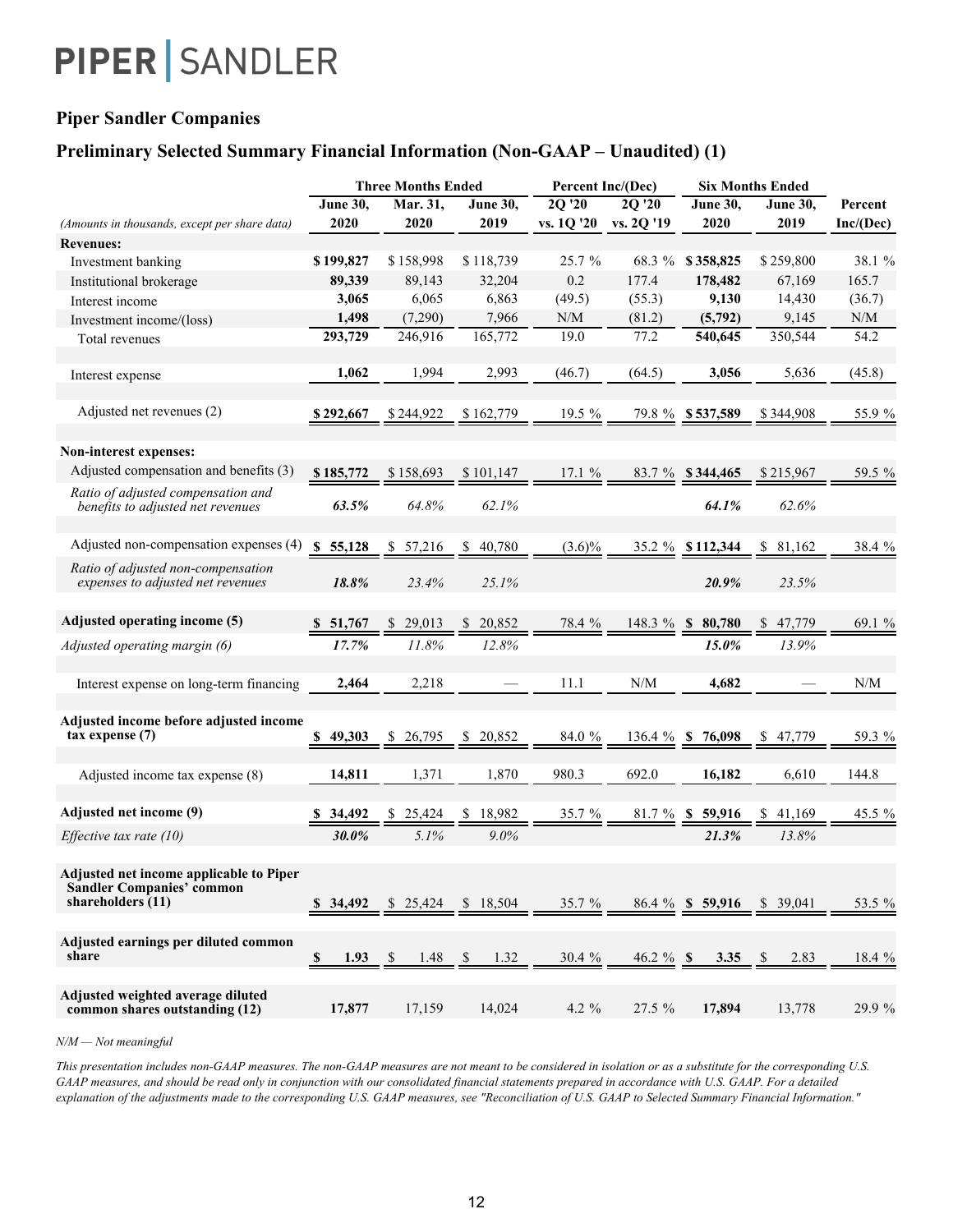# Piper Sandler Companies

## Preliminary Selected Summary Financial Information (Non-GAAP – Unaudited) (1)

| (Amounts in thousands, except per share data) | Three Months Ended June 30, 2020 | Three Months Ended Mar. 31, 2020 | Three Months Ended June 30, 2019 | Percent Inc/(Dec) 2Q '20 vs. 1Q '20 | Percent Inc/(Dec) 2Q '20 vs. 2Q '19 | Six Months Ended June 30, 2020 | Six Months Ended June 30, 2019 | Percent Inc/(Dec) |
|---|---|---|---|---|---|---|---|---|
| **Revenues:** | | | | | | | | |
| Investment banking | **$ 199,827** | $ 158,998 | $ 118,739 | 25.7 % | 68.3 % | **$ 358,825** | $ 259,800 | 38.1 % |
| Institutional brokerage | **89,339** | 89,143 | 32,204 | 0.2 | 177.4 | **178,482** | 67,169 | 165.7 |
| Interest income | **3,065** | 6,065 | 6,863 | (49.5) | (55.3) | **9,130** | 14,430 | (36.7) |
| Investment income/(loss) | **1,498** | (7,290) | 7,966 | N/M | (81.2) | **(5,792)** | 9,145 | N/M |
| Total revenues | **293,729** | 246,916 | 165,772 | 19.0 | 77.2 | **540,645** | 350,544 | 54.2 |
| Interest expense | **1,062** | 1,994 | 2,993 | (46.7) | (64.5) | **3,056** | 5,636 | (45.8) |
| Adjusted net revenues (2) | **$ 292,667** | $ 244,922 | $ 162,779 | 19.5 % | 79.8 % | **$ 537,589** | $ 344,908 | 55.9 % |
| **Non-interest expenses:** | | | | | | | | |
| Adjusted compensation and benefits (3) | **$ 185,772** | $ 158,693 | $ 101,147 | 17.1 % | 83.7 % | **$ 344,465** | $ 215,967 | 59.5 % |
| *Ratio of adjusted compensation and benefits to adjusted net revenues* | ***63.5%*** | *64.8%* | *62.1%* | | | ***64.1%*** | *62.6%* | |
| Adjusted non-compensation expenses (4) | **$ 55,128** | $ 57,216 | $ 40,780 | (3.6)% | 35.2 % | **$ 112,344** | $ 81,162 | 38.4 % |
| *Ratio of adjusted non-compensation expenses to adjusted net revenues* | ***18.8%*** | *23.4%* | *25.1%* | | | ***20.9%*** | *23.5%* | |
| **Adjusted operating income (5)** | **$ 51,767** | $ 29,013 | $ 20,852 | 78.4 % | 148.3 % | **$ 80,780** | $ 47,779 | 69.1 % |
| *Adjusted operating margin (6)* | ***17.7%*** | *11.8%* | *12.8%* | | | ***15.0%*** | *13.9%* | |
| Interest expense on long-term financing | **2,464** | 2,218 | — | 11.1 | N/M | **4,682** | — | N/M |
| **Adjusted income before adjusted income tax expense (7)** | **$ 49,303** | $ 26,795 | $ 20,852 | 84.0 % | 136.4 % | **$ 76,098** | $ 47,779 | 59.3 % |
| Adjusted income tax expense (8) | **14,811** | 1,371 | 1,870 | 980.3 | 692.0 | **16,182** | 6,610 | 144.8 |
| **Adjusted net income (9)** | **$ 34,492** | $ 25,424 | $ 18,982 | 35.7 % | 81.7 % | **$ 59,916** | $ 41,169 | 45.5 % |
| *Effective tax rate (10)* | ***30.0%*** | *5.1%* | *9.0%* | | | ***21.3%*** | *13.8%* | |
| **Adjusted net income applicable to Piper Sandler Companies' common shareholders (11)** | **$ 34,492** | $ 25,424 | $ 18,504 | 35.7 % | 86.4 % | **$ 59,916** | $ 39,041 | 53.5 % |
| **Adjusted earnings per diluted common share** | **$ 1.93** | $ 1.48 | $ 1.32 | 30.4 % | 46.2 % | **$ 3.35** | $ 2.83 | 18.4 % |
| **Adjusted weighted average diluted common shares outstanding (12)** | **17,877** | 17,159 | 14,024 | 4.2 % | 27.5 % | **17,894** | 13,778 | 29.9 % |

*N/M — Not meaningful*

*This presentation includes non-GAAP measures. The non-GAAP measures are not meant to be considered in isolation or as a substitute for the corresponding U.S. GAAP measures, and should be read only in conjunction with our consolidated financial statements prepared in accordance with U.S. GAAP. For a detailed explanation of the adjustments made to the corresponding U.S. GAAP measures, see "Reconciliation of U.S. GAAP to Selected Summary Financial Information."*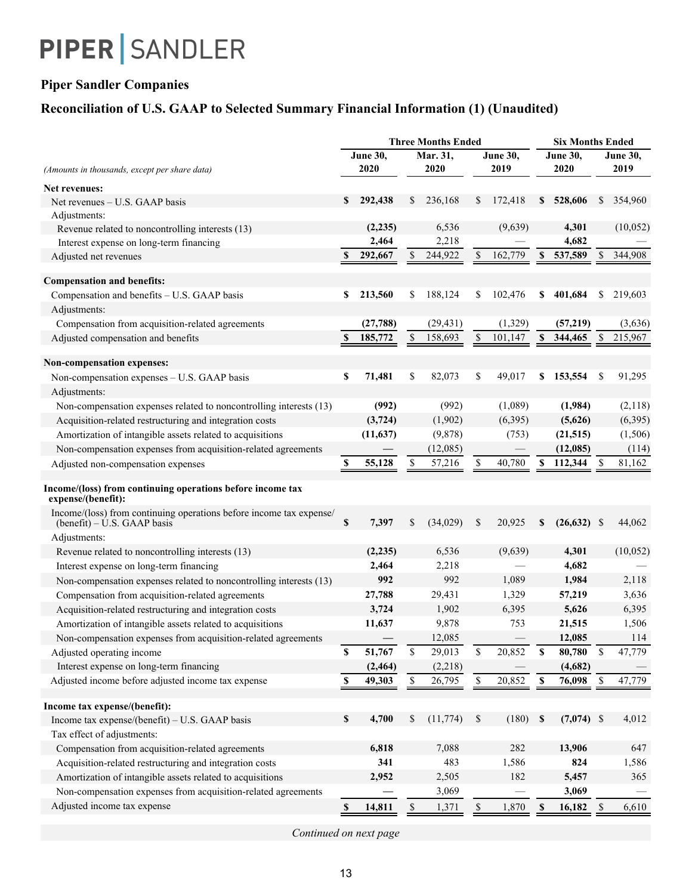PIPER | SANDLER

## Piper Sandler Companies

## Reconciliation of U.S. GAAP to Selected Summary Financial Information (1) (Unaudited)

| *(Amounts in thousands, except per share data)* | Three Months Ended | | | Six Months Ended | |
|---|---|---|---|---|---|
| | **June 30, 2020** | **Mar. 31, 2020** | **June 30, 2019** | **June 30, 2020** | **June 30, 2019** |
| **Net revenues:** | | | | | |
| Net revenues – U.S. GAAP basis | **$ 292,438** | $ 236,168 | $ 172,418 | **$ 528,606** | $ 354,960 |
| Adjustments: | | | | | |
| Revenue related to noncontrolling interests (13) | **(2,235)** | 6,536 | (9,639) | **4,301** | (10,052) |
| Interest expense on long-term financing | **2,464** | 2,218 | — | **4,682** | — |
| Adjusted net revenues | **$ 292,667** | $ 244,922 | $ 162,779 | **$ 537,589** | $ 344,908 |
| **Compensation and benefits:** | | | | | |
| Compensation and benefits – U.S. GAAP basis | **$ 213,560** | $ 188,124 | $ 102,476 | **$ 401,684** | $ 219,603 |
| Adjustments: | | | | | |
| Compensation from acquisition-related agreements | **(27,788)** | (29,431) | (1,329) | **(57,219)** | (3,636) |
| Adjusted compensation and benefits | **$ 185,772** | $ 158,693 | $ 101,147 | **$ 344,465** | $ 215,967 |
| **Non-compensation expenses:** | | | | | |
| Non-compensation expenses – U.S. GAAP basis | **$ 71,481** | $ 82,073 | $ 49,017 | **$ 153,554** | $ 91,295 |
| Adjustments: | | | | | |
| Non-compensation expenses related to noncontrolling interests (13) | **(992)** | (992) | (1,089) | **(1,984)** | (2,118) |
| Acquisition-related restructuring and integration costs | **(3,724)** | (1,902) | (6,395) | **(5,626)** | (6,395) |
| Amortization of intangible assets related to acquisitions | **(11,637)** | (9,878) | (753) | **(21,515)** | (1,506) |
| Non-compensation expenses from acquisition-related agreements | **—** | (12,085) | — | **(12,085)** | (114) |
| Adjusted non-compensation expenses | **$ 55,128** | $ 57,216 | $ 40,780 | **$ 112,344** | $ 81,162 |
| **Income/(loss) from continuing operations before income tax expense/(benefit):** | | | | | |
| Income/(loss) from continuing operations before income tax expense/(benefit) – U.S. GAAP basis | **$ 7,397** | $ (34,029) | $ 20,925 | **$ (26,632)** | $ 44,062 |
| Adjustments: | | | | | |
| Revenue related to noncontrolling interests (13) | **(2,235)** | 6,536 | (9,639) | **4,301** | (10,052) |
| Interest expense on long-term financing | **2,464** | 2,218 | — | **4,682** | — |
| Non-compensation expenses related to noncontrolling interests (13) | **992** | 992 | 1,089 | **1,984** | 2,118 |
| Compensation from acquisition-related agreements | **27,788** | 29,431 | 1,329 | **57,219** | 3,636 |
| Acquisition-related restructuring and integration costs | **3,724** | 1,902 | 6,395 | **5,626** | 6,395 |
| Amortization of intangible assets related to acquisitions | **11,637** | 9,878 | 753 | **21,515** | 1,506 |
| Non-compensation expenses from acquisition-related agreements | **—** | 12,085 | — | **12,085** | 114 |
| Adjusted operating income | **$ 51,767** | $ 29,013 | $ 20,852 | **$ 80,780** | $ 47,779 |
| Interest expense on long-term financing | **(2,464)** | (2,218) | — | **(4,682)** | — |
| Adjusted income before adjusted income tax expense | **$ 49,303** | $ 26,795 | $ 20,852 | **$ 76,098** | $ 47,779 |
| **Income tax expense/(benefit):** | | | | | |
| Income tax expense/(benefit) – U.S. GAAP basis | **$ 4,700** | $ (11,774) | $ (180) | **$ (7,074)** | $ 4,012 |
| Tax effect of adjustments: | | | | | |
| Compensation from acquisition-related agreements | **6,818** | 7,088 | 282 | **13,906** | 647 |
| Acquisition-related restructuring and integration costs | **341** | 483 | 1,586 | **824** | 1,586 |
| Amortization of intangible assets related to acquisitions | **2,952** | 2,505 | 182 | **5,457** | 365 |
| Non-compensation expenses from acquisition-related agreements | **—** | 3,069 | — | **3,069** | — |
| Adjusted income tax expense | **$ 14,811** | $ 1,371 | $ 1,870 | **$ 16,182** | $ 6,610 |

*Continued on next page*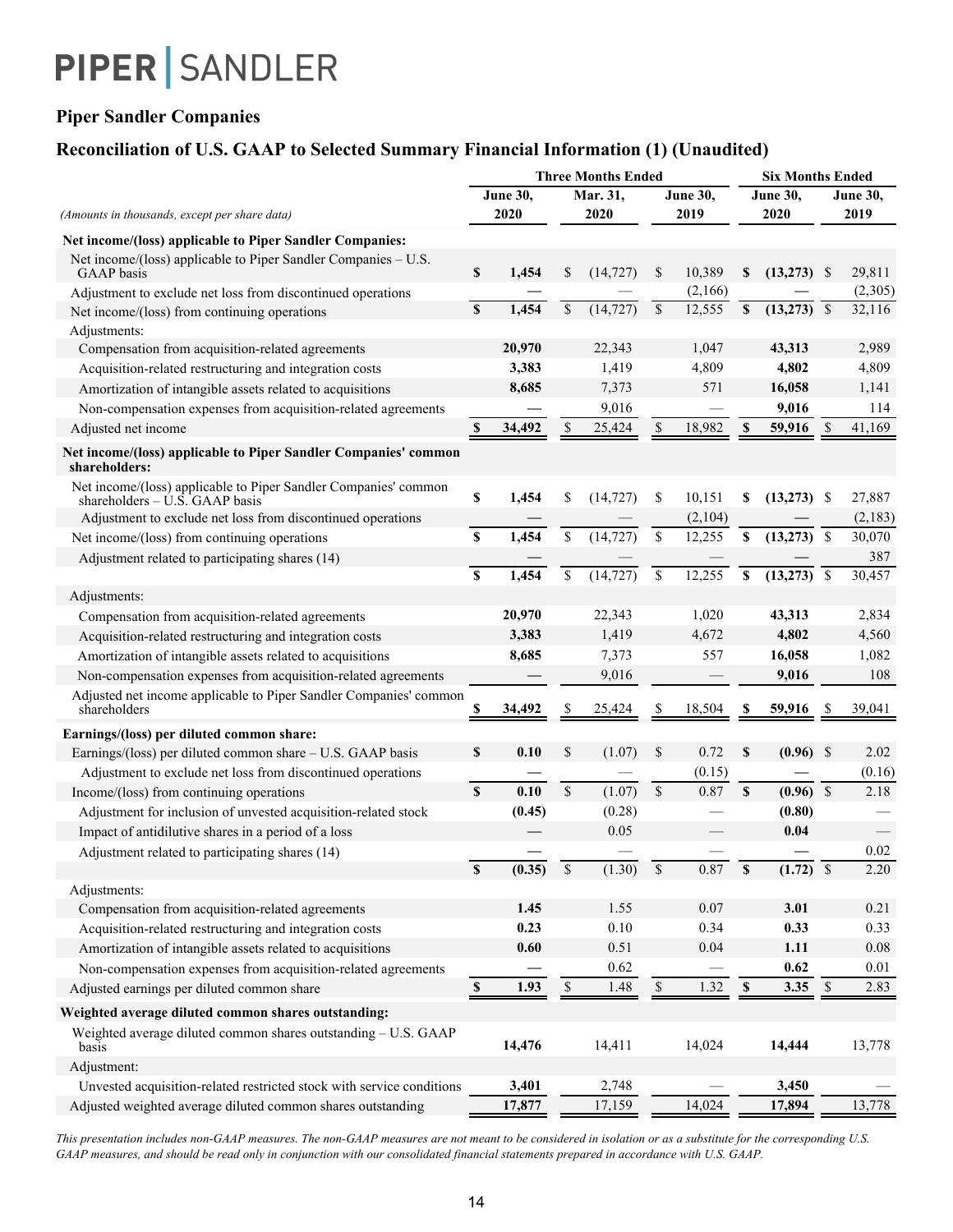# PIPER | SANDLER

## Piper Sandler Companies

## Reconciliation of U.S. GAAP to Selected Summary Financial Information (1) (Unaudited)

| *(Amounts in thousands, except per share data)* | Three Months Ended June 30, 2020 | Three Months Ended Mar. 31, 2020 | Three Months Ended June 30, 2019 | Six Months Ended June 30, 2020 | Six Months Ended June 30, 2019 |
|---|---|---|---|---|---|
| **Net income/(loss) applicable to Piper Sandler Companies:** | | | | | |
| Net income/(loss) applicable to Piper Sandler Companies – U.S. GAAP basis | **$ 1,454** | $ (14,727) | $ 10,389 | **$ (13,273)** | $ 29,811 |
| Adjustment to exclude net loss from discontinued operations | **—** | — | (2,166) | **—** | (2,305) |
| Net income/(loss) from continuing operations | **$ 1,454** | $ (14,727) | $ 12,555 | **$ (13,273)** | $ 32,116 |
| Adjustments: | | | | | |
| Compensation from acquisition-related agreements | **20,970** | 22,343 | 1,047 | **43,313** | 2,989 |
| Acquisition-related restructuring and integration costs | **3,383** | 1,419 | 4,809 | **4,802** | 4,809 |
| Amortization of intangible assets related to acquisitions | **8,685** | 7,373 | 571 | **16,058** | 1,141 |
| Non-compensation expenses from acquisition-related agreements | **—** | 9,016 | — | **9,016** | 114 |
| Adjusted net income | **$ 34,492** | $ 25,424 | $ 18,982 | **$ 59,916** | $ 41,169 |
| **Net income/(loss) applicable to Piper Sandler Companies' common shareholders:** | | | | | |
| Net income/(loss) applicable to Piper Sandler Companies' common shareholders – U.S. GAAP basis | **$ 1,454** | $ (14,727) | $ 10,151 | **$ (13,273)** | $ 27,887 |
| Adjustment to exclude net loss from discontinued operations | **—** | — | (2,104) | **—** | (2,183) |
| Net income/(loss) from continuing operations | **$ 1,454** | $ (14,727) | $ 12,255 | **$ (13,273)** | $ 30,070 |
| Adjustment related to participating shares (14) | **—** | — | — | **—** | 387 |
| | **$ 1,454** | $ (14,727) | $ 12,255 | **$ (13,273)** | $ 30,457 |
| Adjustments: | | | | | |
| Compensation from acquisition-related agreements | **20,970** | 22,343 | 1,020 | **43,313** | 2,834 |
| Acquisition-related restructuring and integration costs | **3,383** | 1,419 | 4,672 | **4,802** | 4,560 |
| Amortization of intangible assets related to acquisitions | **8,685** | 7,373 | 557 | **16,058** | 1,082 |
| Non-compensation expenses from acquisition-related agreements | **—** | 9,016 | — | **9,016** | 108 |
| Adjusted net income applicable to Piper Sandler Companies' common shareholders | **$ 34,492** | $ 25,424 | $ 18,504 | **$ 59,916** | $ 39,041 |
| **Earnings/(loss) per diluted common share:** | | | | | |
| Earnings/(loss) per diluted common share – U.S. GAAP basis | **$ 0.10** | $ (1.07) | $ 0.72 | **$ (0.96)** | $ 2.02 |
| Adjustment to exclude net loss from discontinued operations | **—** | — | (0.15) | **—** | (0.16) |
| Income/(loss) from continuing operations | **$ 0.10** | $ (1.07) | $ 0.87 | **$ (0.96)** | $ 2.18 |
| Adjustment for inclusion of unvested acquisition-related stock | **(0.45)** | (0.28) | — | **(0.80)** | — |
| Impact of antidilutive shares in a period of a loss | **—** | 0.05 | — | **0.04** | — |
| Adjustment related to participating shares (14) | **—** | — | — | **—** | 0.02 |
| | **$ (0.35)** | $ (1.30) | $ 0.87 | **$ (1.72)** | $ 2.20 |
| Adjustments: | | | | | |
| Compensation from acquisition-related agreements | **1.45** | 1.55 | 0.07 | **3.01** | 0.21 |
| Acquisition-related restructuring and integration costs | **0.23** | 0.10 | 0.34 | **0.33** | 0.33 |
| Amortization of intangible assets related to acquisitions | **0.60** | 0.51 | 0.04 | **1.11** | 0.08 |
| Non-compensation expenses from acquisition-related agreements | **—** | 0.62 | — | **0.62** | 0.01 |
| Adjusted earnings per diluted common share | **$ 1.93** | $ 1.48 | $ 1.32 | **$ 3.35** | $ 2.83 |
| **Weighted average diluted common shares outstanding:** | | | | | |
| Weighted average diluted common shares outstanding – U.S. GAAP basis | **14,476** | 14,411 | 14,024 | **14,444** | 13,778 |
| Adjustment: | | | | | |
| Unvested acquisition-related restricted stock with service conditions | **3,401** | 2,748 | — | **3,450** | — |
| Adjusted weighted average diluted common shares outstanding | **17,877** | 17,159 | 14,024 | **17,894** | 13,778 |

*This presentation includes non-GAAP measures. The non-GAAP measures are not meant to be considered in isolation or as a substitute for the corresponding U.S. GAAP measures, and should be read only in conjunction with our consolidated financial statements prepared in accordance with U.S. GAAP.*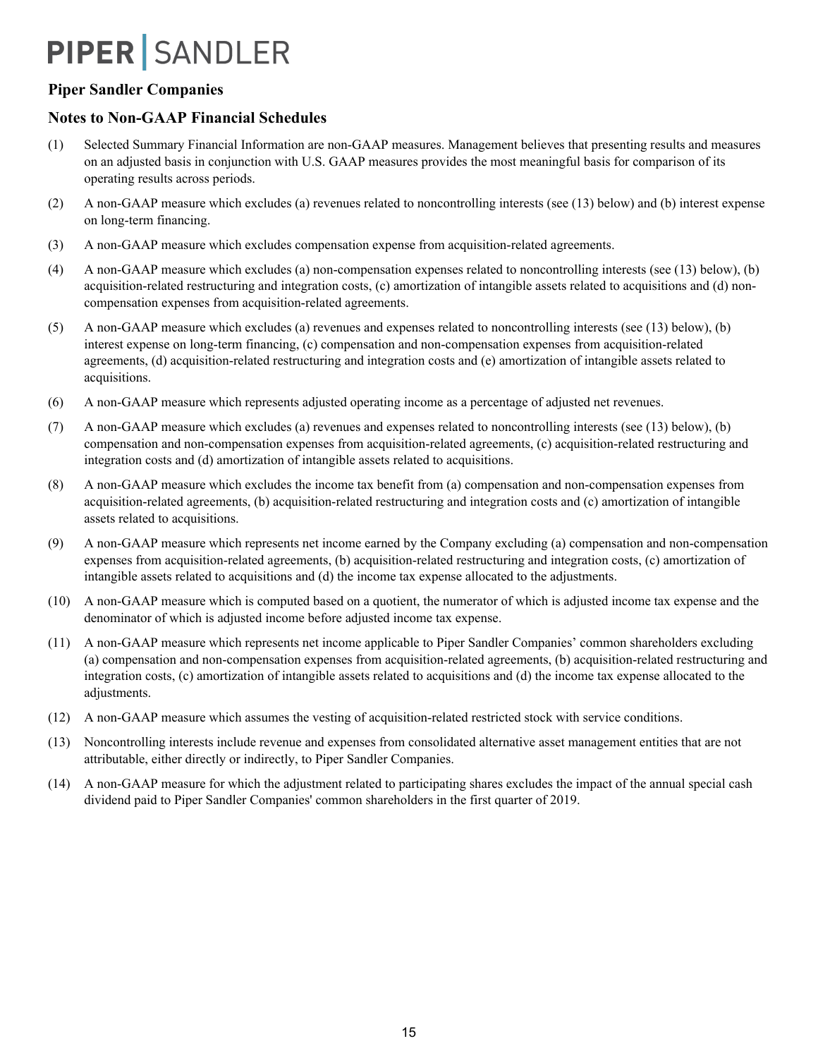PIPER | SANDLER

## Piper Sandler Companies

## Notes to Non-GAAP Financial Schedules

(1) Selected Summary Financial Information are non-GAAP measures. Management believes that presenting results and measures on an adjusted basis in conjunction with U.S. GAAP measures provides the most meaningful basis for comparison of its operating results across periods.

(2) A non-GAAP measure which excludes (a) revenues related to noncontrolling interests (see (13) below) and (b) interest expense on long-term financing.

(3) A non-GAAP measure which excludes compensation expense from acquisition-related agreements.

(4) A non-GAAP measure which excludes (a) non-compensation expenses related to noncontrolling interests (see (13) below), (b) acquisition-related restructuring and integration costs, (c) amortization of intangible assets related to acquisitions and (d) non-compensation expenses from acquisition-related agreements.

(5) A non-GAAP measure which excludes (a) revenues and expenses related to noncontrolling interests (see (13) below), (b) interest expense on long-term financing, (c) compensation and non-compensation expenses from acquisition-related agreements, (d) acquisition-related restructuring and integration costs and (e) amortization of intangible assets related to acquisitions.

(6) A non-GAAP measure which represents adjusted operating income as a percentage of adjusted net revenues.

(7) A non-GAAP measure which excludes (a) revenues and expenses related to noncontrolling interests (see (13) below), (b) compensation and non-compensation expenses from acquisition-related agreements, (c) acquisition-related restructuring and integration costs and (d) amortization of intangible assets related to acquisitions.

(8) A non-GAAP measure which excludes the income tax benefit from (a) compensation and non-compensation expenses from acquisition-related agreements, (b) acquisition-related restructuring and integration costs and (c) amortization of intangible assets related to acquisitions.

(9) A non-GAAP measure which represents net income earned by the Company excluding (a) compensation and non-compensation expenses from acquisition-related agreements, (b) acquisition-related restructuring and integration costs, (c) amortization of intangible assets related to acquisitions and (d) the income tax expense allocated to the adjustments.

(10) A non-GAAP measure which is computed based on a quotient, the numerator of which is adjusted income tax expense and the denominator of which is adjusted income before adjusted income tax expense.

(11) A non-GAAP measure which represents net income applicable to Piper Sandler Companies' common shareholders excluding (a) compensation and non-compensation expenses from acquisition-related agreements, (b) acquisition-related restructuring and integration costs, (c) amortization of intangible assets related to acquisitions and (d) the income tax expense allocated to the adjustments.

(12) A non-GAAP measure which assumes the vesting of acquisition-related restricted stock with service conditions.

(13) Noncontrolling interests include revenue and expenses from consolidated alternative asset management entities that are not attributable, either directly or indirectly, to Piper Sandler Companies.

(14) A non-GAAP measure for which the adjustment related to participating shares excludes the impact of the annual special cash dividend paid to Piper Sandler Companies' common shareholders in the first quarter of 2019.